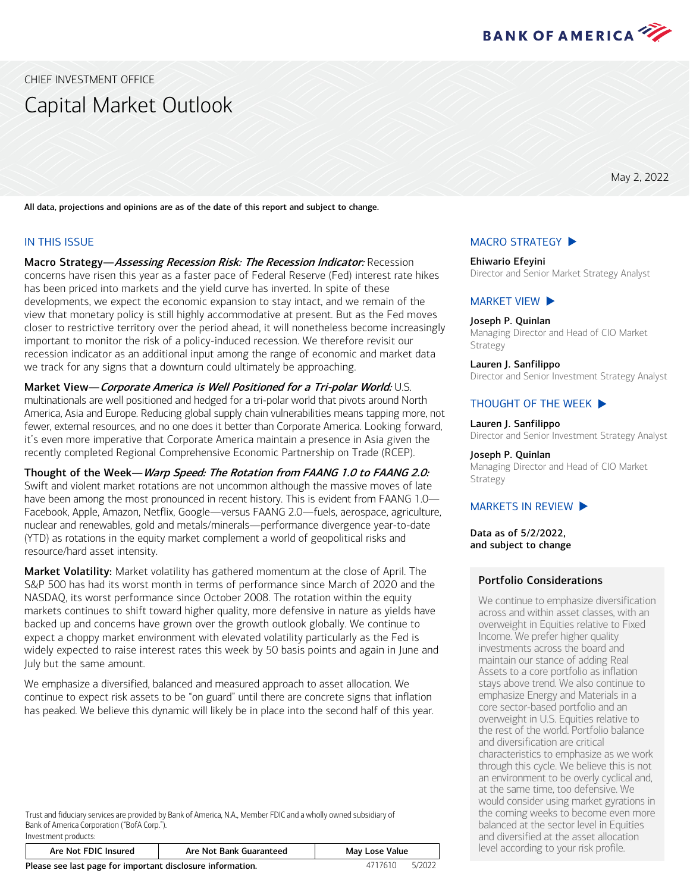BANK OF AMERICA

CHIEF INVESTMENT OFFICE

# Capital Market Outlook

May 2, 2022

**All data, projections and opinions are as of the date of this report and subject to change.**

## IN THIS ISSUE

**Macro Strategy—*Assessing Recession Risk: The Recession Indicator:*** Recession concerns have risen this year as a faster pace of Federal Reserve (Fed) interest rate hikes has been priced into markets and the yield curve has inverted. In spite of these developments, we expect the economic expansion to stay intact, and we remain of the view that monetary policy is still highly accommodative at present. But as the Fed moves closer to restrictive territory over the period ahead, it will nonetheless become increasingly important to monitor the risk of a policy-induced recession. We therefore revisit our recession indicator as an additional input among the range of economic and market data we track for any signs that a downturn could ultimately be approaching.

**Market View—*Corporate America is Well Positioned for a Tri-polar World:*** U.S. multinationals are well positioned and hedged for a tri-polar world that pivots around North America, Asia and Europe. Reducing global supply chain vulnerabilities means tapping more, not fewer, external resources, and no one does it better than Corporate America. Looking forward, it's even more imperative that Corporate America maintain a presence in Asia given the recently completed Regional Comprehensive Economic Partnership on Trade (RCEP).

**Thought of the Week—*Warp Speed: The Rotation from FAANG 1.0 to FAANG 2.0:*** Swift and violent market rotations are not uncommon although the massive moves of late have been among the most pronounced in recent history. This is evident from FAANG 1.0—Facebook, Apple, Amazon, Netflix, Google—versus FAANG 2.0—fuels, aerospace, agriculture, nuclear and renewables, gold and metals/minerals—performance divergence year-to-date (YTD) as rotations in the equity market complement a world of geopolitical risks and resource/hard asset intensity.

**Market Volatility:** Market volatility has gathered momentum at the close of April. The S&P 500 has had its worst month in terms of performance since March of 2020 and the NASDAQ, its worst performance since October 2008. The rotation within the equity markets continues to shift toward higher quality, more defensive in nature as yields have backed up and concerns have grown over the growth outlook globally. We continue to expect a choppy market environment with elevated volatility particularly as the Fed is widely expected to raise interest rates this week by 50 basis points and again in June and July but the same amount.

We emphasize a diversified, balanced and measured approach to asset allocation. We continue to expect risk assets to be "on guard" until there are concrete signs that inflation has peaked. We believe this dynamic will likely be in place into the second half of this year.

### MACRO STRATEGY ▶

**Ehiwario Efeyini**
Director and Senior Market Strategy Analyst

### MARKET VIEW ▶

**Joseph P. Quinlan**
Managing Director and Head of CIO Market Strategy

**Lauren J. Sanfilippo**
Director and Senior Investment Strategy Analyst

### THOUGHT OF THE WEEK ▶

**Lauren J. Sanfilippo**
Director and Senior Investment Strategy Analyst

**Joseph P. Quinlan**
Managing Director and Head of CIO Market Strategy

### MARKETS IN REVIEW ▶

**Data as of 5/2/2022, and subject to change**

### Portfolio Considerations

We continue to emphasize diversification across and within asset classes, with an overweight in Equities relative to Fixed Income. We prefer higher quality investments across the board and maintain our stance of adding Real Assets to a core portfolio as inflation stays above trend. We also continue to emphasize Energy and Materials in a core sector-based portfolio and an overweight in U.S. Equities relative to the rest of the world. Portfolio balance and diversification are critical characteristics to emphasize as we work through this cycle. We believe this is not an environment to be overly cyclical and, at the same time, too defensive. We would consider using market gyrations in the coming weeks to become even more balanced at the sector level in Equities and diversified at the asset allocation level according to your risk profile.

Trust and fiduciary services are provided by Bank of America, N.A., Member FDIC and a wholly owned subsidiary of Bank of America Corporation ("BofA Corp.").
Investment products:

| Are Not FDIC Insured | Are Not Bank Guaranteed | May Lose Value |
|---|---|---|

**Please see last page for important disclosure information.** 4717610 5/2022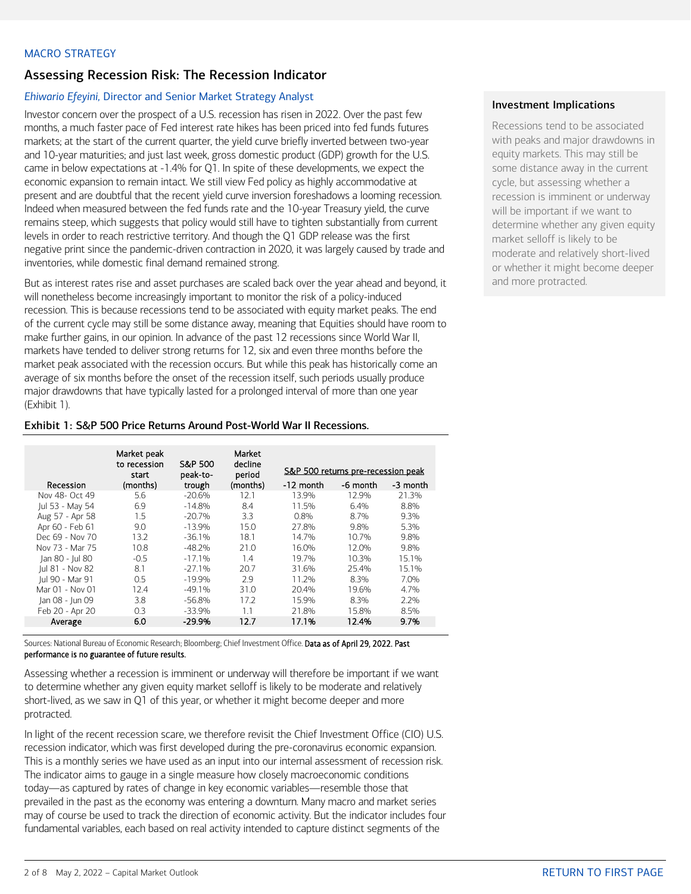MACRO STRATEGY

## Assessing Recession Risk: The Recession Indicator

*Ehiwario Efeyini*, Director and Senior Market Strategy Analyst

Investor concern over the prospect of a U.S. recession has risen in 2022. Over the past few months, a much faster pace of Fed interest rate hikes has been priced into fed funds futures markets; at the start of the current quarter, the yield curve briefly inverted between two-year and 10-year maturities; and just last week, gross domestic product (GDP) growth for the U.S. came in below expectations at -1.4% for Q1. In spite of these developments, we expect the economic expansion to remain intact. We still view Fed policy as highly accommodative at present and are doubtful that the recent yield curve inversion foreshadows a looming recession. Indeed when measured between the fed funds rate and the 10-year Treasury yield, the curve remains steep, which suggests that policy would still have to tighten substantially from current levels in order to reach restrictive territory. And though the Q1 GDP release was the first negative print since the pandemic-driven contraction in 2020, it was largely caused by trade and inventories, while domestic final demand remained strong.

But as interest rates rise and asset purchases are scaled back over the year ahead and beyond, it will nonetheless become increasingly important to monitor the risk of a policy-induced recession. This is because recessions tend to be associated with equity market peaks. The end of the current cycle may still be some distance away, meaning that Equities should have room to make further gains, in our opinion. In advance of the past 12 recessions since World War II, markets have tended to deliver strong returns for 12, six and even three months before the market peak associated with the recession occurs. But while this peak has historically come an average of six months before the onset of the recession itself, such periods usually produce major drawdowns that have typically lasted for a prolonged interval of more than one year (Exhibit 1).

### Investment Implications

Recessions tend to be associated with peaks and major drawdowns in equity markets. This may still be some distance away in the current cycle, but assessing whether a recession is imminent or underway will be important if we want to determine whether any given equity market selloff is likely to be moderate and relatively short-lived or whether it might become deeper and more protracted.

**Exhibit 1: S&P 500 Price Returns Around Post-World War II Recessions.**

| Recession | Market peak to recession start (months) | S&P 500 peak-to-trough | Market decline period (months) | S&P 500 returns pre-recession peak | | |
|---|---|---|---|---|---|---|
| | | | | -12 month | -6 month | -3 month |
| Nov 48- Oct 49 | 5.6 | -20.6% | 12.1 | 13.9% | 12.9% | 21.3% |
| Jul 53 - May 54 | 6.9 | -14.8% | 8.4 | 11.5% | 6.4% | 8.8% |
| Aug 57 - Apr 58 | 1.5 | -20.7% | 3.3 | 0.8% | 8.7% | 9.3% |
| Apr 60 - Feb 61 | 9.0 | -13.9% | 15.0 | 27.8% | 9.8% | 5.3% |
| Dec 69 - Nov 70 | 13.2 | -36.1% | 18.1 | 14.7% | 10.7% | 9.8% |
| Nov 73 - Mar 75 | 10.8 | -48.2% | 21.0 | 16.0% | 12.0% | 9.8% |
| Jan 80 - Jul 80 | -0.5 | -17.1% | 1.4 | 19.7% | 10.3% | 15.1% |
| Jul 81 - Nov 82 | 8.1 | -27.1% | 20.7 | 31.6% | 25.4% | 15.1% |
| Jul 90 - Mar 91 | 0.5 | -19.9% | 2.9 | 11.2% | 8.3% | 7.0% |
| Mar 01 - Nov 01 | 12.4 | -49.1% | 31.0 | 20.4% | 19.6% | 4.7% |
| Jan 08 - Jun 09 | 3.8 | -56.8% | 17.2 | 15.9% | 8.3% | 2.2% |
| Feb 20 - Apr 20 | 0.3 | -33.9% | 1.1 | 21.8% | 15.8% | 8.5% |
| **Average** | **6.0** | **-29.9%** | **12.7** | **17.1%** | **12.4%** | **9.7%** |

Sources: National Bureau of Economic Research; Bloomberg; Chief Investment Office. **Data as of April 29, 2022. Past performance is no guarantee of future results.**

Assessing whether a recession is imminent or underway will therefore be important if we want to determine whether any given equity market selloff is likely to be moderate and relatively short-lived, as we saw in Q1 of this year, or whether it might become deeper and more protracted.

In light of the recent recession scare, we therefore revisit the Chief Investment Office (CIO) U.S. recession indicator, which was first developed during the pre-coronavirus economic expansion. This is a monthly series we have used as an input into our internal assessment of recession risk. The indicator aims to gauge in a single measure how closely macroeconomic conditions today—as captured by rates of change in key economic variables—resemble those that prevailed in the past as the economy was entering a downturn. Many macro and market series may of course be used to track the direction of economic activity. But the indicator includes four fundamental variables, each based on real activity intended to capture distinct segments of the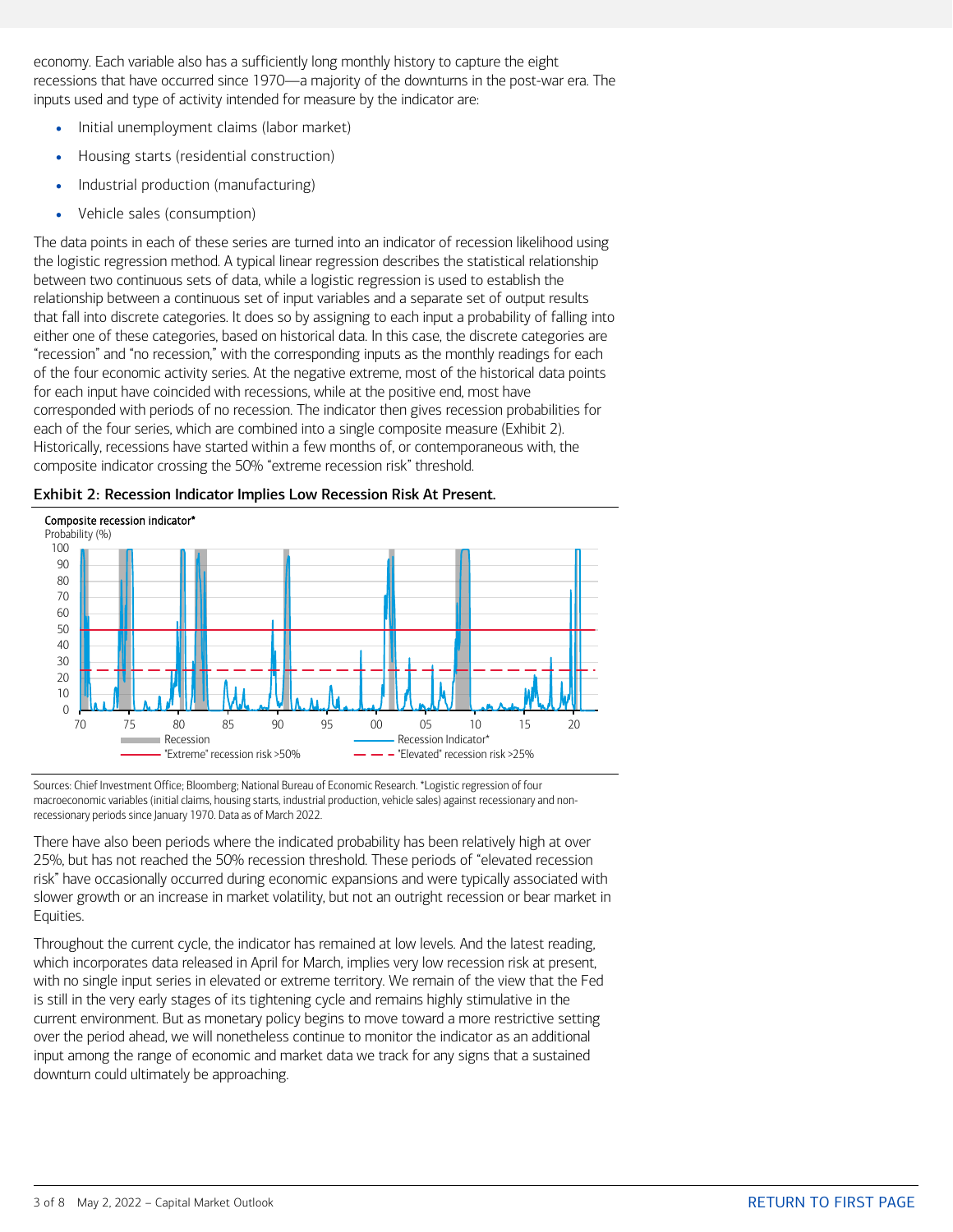economy. Each variable also has a sufficiently long monthly history to capture the eight recessions that have occurred since 1970—a majority of the downturns in the post-war era. The inputs used and type of activity intended for measure by the indicator are:

- Initial unemployment claims (labor market)
- Housing starts (residential construction)
- Industrial production (manufacturing)
- Vehicle sales (consumption)

The data points in each of these series are turned into an indicator of recession likelihood using the logistic regression method. A typical linear regression describes the statistical relationship between two continuous sets of data, while a logistic regression is used to establish the relationship between a continuous set of input variables and a separate set of output results that fall into discrete categories. It does so by assigning to each input a probability of falling into either one of these categories, based on historical data. In this case, the discrete categories are "recession" and "no recession," with the corresponding inputs as the monthly readings for each of the four economic activity series. At the negative extreme, most of the historical data points for each input have coincided with recessions, while at the positive end, most have corresponded with periods of no recession. The indicator then gives recession probabilities for each of the four series, which are combined into a single composite measure (Exhibit 2). Historically, recessions have started within a few months of, or contemporaneous with, the composite indicator crossing the 50% "extreme recession risk" threshold.

**Exhibit 2: Recession Indicator Implies Low Recession Risk At Present.**

Sources: Chief Investment Office; Bloomberg; National Bureau of Economic Research. *Logistic regression of four macroeconomic variables (initial claims, housing starts, industrial production, vehicle sales) against recessionary and non-recessionary periods since January 1970. Data as of March 2022.

There have also been periods where the indicated probability has been relatively high at over 25%, but has not reached the 50% recession threshold. These periods of "elevated recession risk" have occasionally occurred during economic expansions and were typically associated with slower growth or an increase in market volatility, but not an outright recession or bear market in Equities.

Throughout the current cycle, the indicator has remained at low levels. And the latest reading, which incorporates data released in April for March, implies very low recession risk at present, with no single input series in elevated or extreme territory. We remain of the view that the Fed is still in the very early stages of its tightening cycle and remains highly stimulative in the current environment. But as monetary policy begins to move toward a more restrictive setting over the period ahead, we will nonetheless continue to monitor the indicator as an additional input among the range of economic and market data we track for any signs that a sustained downturn could ultimately be approaching.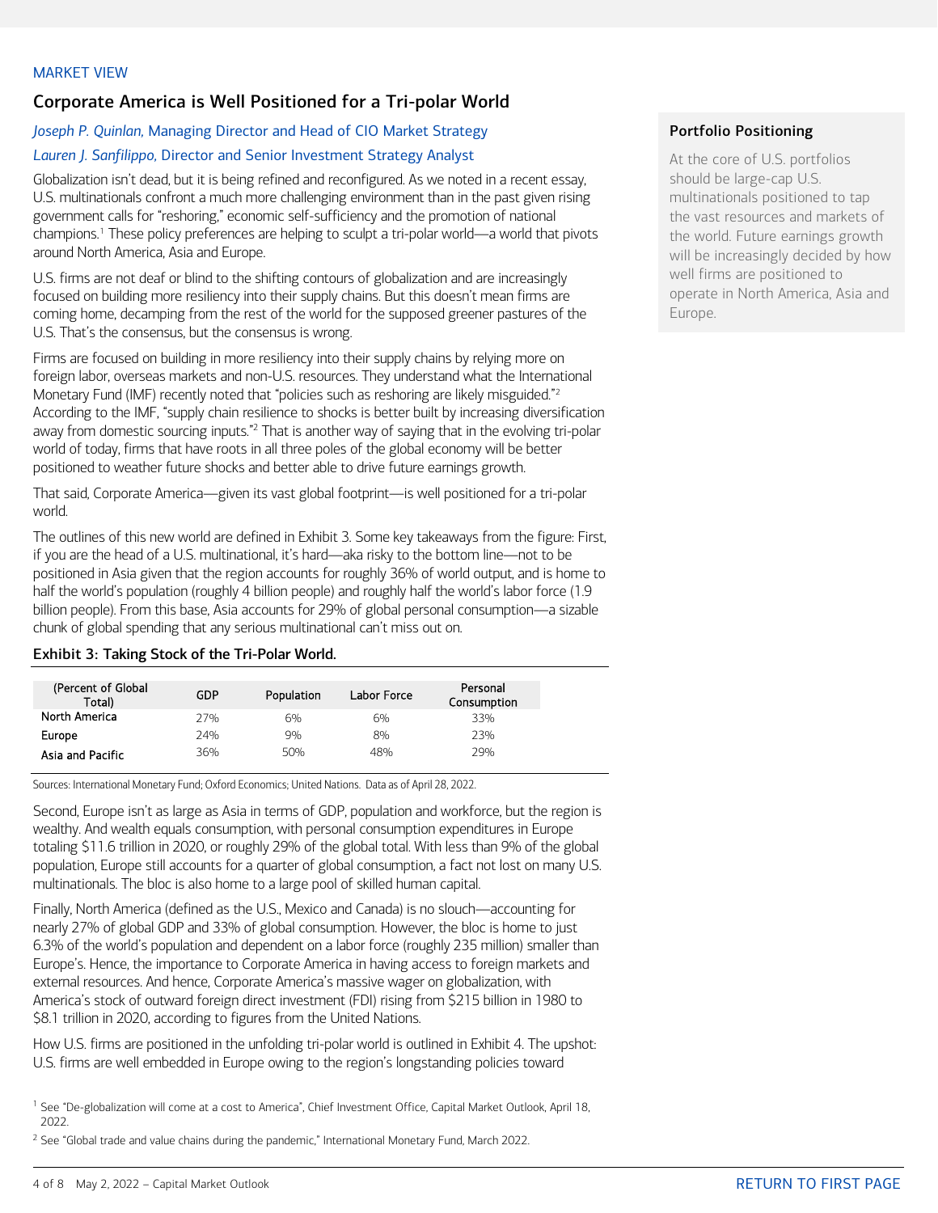MARKET VIEW

## Corporate America is Well Positioned for a Tri-polar World

*Joseph P. Quinlan,* Managing Director and Head of CIO Market Strategy

*Lauren J. Sanfilippo,* Director and Senior Investment Strategy Analyst

Globalization isn't dead, but it is being refined and reconfigured. As we noted in a recent essay, U.S. multinationals confront a much more challenging environment than in the past given rising government calls for "reshoring," economic self-sufficiency and the promotion of national champions.[1] These policy preferences are helping to sculpt a tri-polar world—a world that pivots around North America, Asia and Europe.

U.S. firms are not deaf or blind to the shifting contours of globalization and are increasingly focused on building more resiliency into their supply chains. But this doesn't mean firms are coming home, decamping from the rest of the world for the supposed greener pastures of the U.S. That's the consensus, but the consensus is wrong.

Firms are focused on building in more resiliency into their supply chains by relying more on foreign labor, overseas markets and non-U.S. resources. They understand what the International Monetary Fund (IMF) recently noted that "policies such as reshoring are likely misguided."[2] According to the IMF, "supply chain resilience to shocks is better built by increasing diversification away from domestic sourcing inputs."[2] That is another way of saying that in the evolving tri-polar world of today, firms that have roots in all three poles of the global economy will be better positioned to weather future shocks and better able to drive future earnings growth.

That said, Corporate America—given its vast global footprint—is well positioned for a tri-polar world.

The outlines of this new world are defined in Exhibit 3. Some key takeaways from the figure: First, if you are the head of a U.S. multinational, it's hard—aka risky to the bottom line—not to be positioned in Asia given that the region accounts for roughly 36% of world output, and is home to half the world's population (roughly 4 billion people) and roughly half the world's labor force (1.9 billion people). From this base, Asia accounts for 29% of global personal consumption—a sizable chunk of global spending that any serious multinational can't miss out on.

**Exhibit 3: Taking Stock of the Tri-Polar World.**

| (Percent of Global Total) | GDP | Population | Labor Force | Personal Consumption |
|---|---|---|---|---|
| North America | 27% | 6% | 6% | 33% |
| Europe | 24% | 9% | 8% | 23% |
| Asia and Pacific | 36% | 50% | 48% | 29% |

Sources: International Monetary Fund; Oxford Economics; United Nations. Data as of April 28, 2022.

Second, Europe isn't as large as Asia in terms of GDP, population and workforce, but the region is wealthy. And wealth equals consumption, with personal consumption expenditures in Europe totaling $11.6 trillion in 2020, or roughly 29% of the global total. With less than 9% of the global population, Europe still accounts for a quarter of global consumption, a fact not lost on many U.S. multinationals. The bloc is also home to a large pool of skilled human capital.

Finally, North America (defined as the U.S., Mexico and Canada) is no slouch—accounting for nearly 27% of global GDP and 33% of global consumption. However, the bloc is home to just 6.3% of the world's population and dependent on a labor force (roughly 235 million) smaller than Europe's. Hence, the importance to Corporate America in having access to foreign markets and external resources. And hence, Corporate America's massive wager on globalization, with America's stock of outward foreign direct investment (FDI) rising from $215 billion in 1980 to $8.1 trillion in 2020, according to figures from the United Nations.

How U.S. firms are positioned in the unfolding tri-polar world is outlined in Exhibit 4. The upshot: U.S. firms are well embedded in Europe owing to the region's longstanding policies toward

### Portfolio Positioning

At the core of U.S. portfolios should be large-cap U.S. multinationals positioned to tap the vast resources and markets of the world. Future earnings growth will be increasingly decided by how well firms are positioned to operate in North America, Asia and Europe.

[1] See "De-globalization will come at a cost to America", Chief Investment Office, Capital Market Outlook, April 18, 2022.

[2] See "Global trade and value chains during the pandemic," International Monetary Fund, March 2022.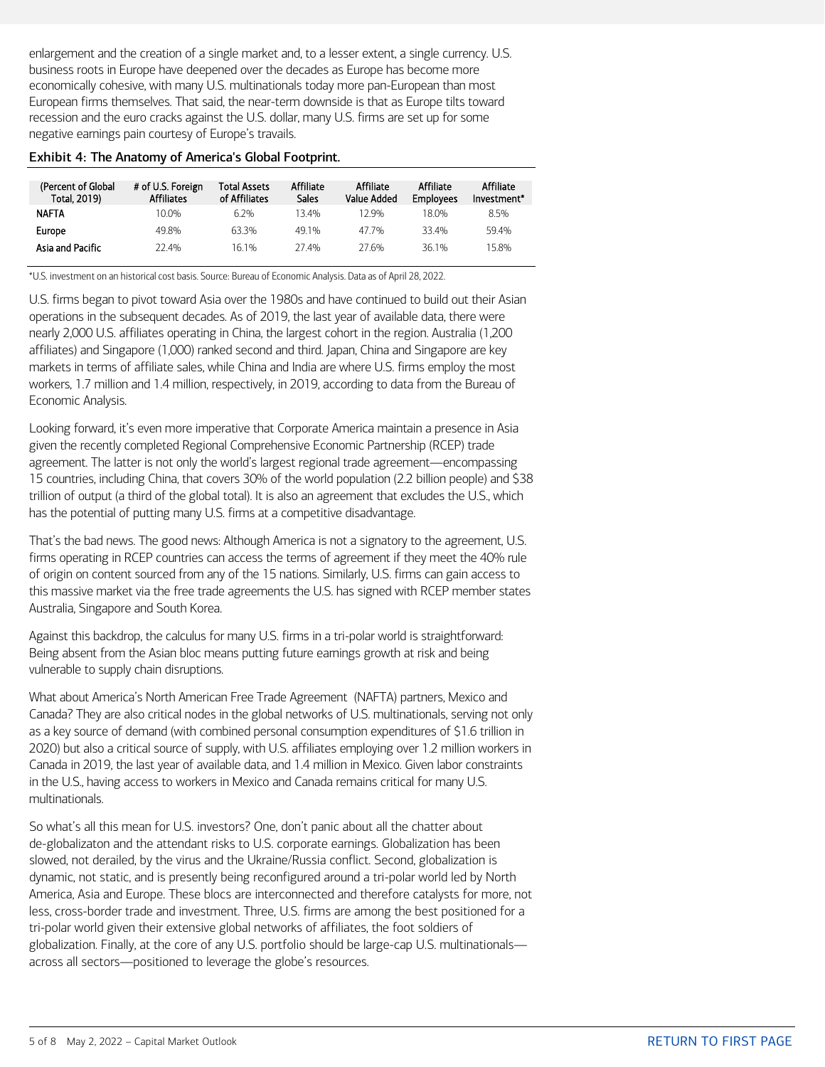enlargement and the creation of a single market and, to a lesser extent, a single currency. U.S. business roots in Europe have deepened over the decades as Europe has become more economically cohesive, with many U.S. multinationals today more pan-European than most European firms themselves. That said, the near-term downside is that as Europe tilts toward recession and the euro cracks against the U.S. dollar, many U.S. firms are set up for some negative earnings pain courtesy of Europe's travails.

**Exhibit 4: The Anatomy of America's Global Footprint.**

| (Percent of Global Total, 2019) | # of U.S. Foreign Affiliates | Total Assets of Affiliates | Affiliate Sales | Affiliate Value Added | Affiliate Employees | Affiliate Investment* |
|---|---|---|---|---|---|---|
| NAFTA | 10.0% | 6.2% | 13.4% | 12.9% | 18.0% | 8.5% |
| Europe | 49.8% | 63.3% | 49.1% | 47.7% | 33.4% | 59.4% |
| Asia and Pacific | 22.4% | 16.1% | 27.4% | 27.6% | 36.1% | 15.8% |

*U.S. investment on an historical cost basis. Source: Bureau of Economic Analysis. Data as of April 28, 2022.

U.S. firms began to pivot toward Asia over the 1980s and have continued to build out their Asian operations in the subsequent decades. As of 2019, the last year of available data, there were nearly 2,000 U.S. affiliates operating in China, the largest cohort in the region. Australia (1,200 affiliates) and Singapore (1,000) ranked second and third. Japan, China and Singapore are key markets in terms of affiliate sales, while China and India are where U.S. firms employ the most workers, 1.7 million and 1.4 million, respectively, in 2019, according to data from the Bureau of Economic Analysis.

Looking forward, it's even more imperative that Corporate America maintain a presence in Asia given the recently completed Regional Comprehensive Economic Partnership (RCEP) trade agreement. The latter is not only the world's largest regional trade agreement—encompassing 15 countries, including China, that covers 30% of the world population (2.2 billion people) and $38 trillion of output (a third of the global total). It is also an agreement that excludes the U.S., which has the potential of putting many U.S. firms at a competitive disadvantage.

That's the bad news. The good news: Although America is not a signatory to the agreement, U.S. firms operating in RCEP countries can access the terms of agreement if they meet the 40% rule of origin on content sourced from any of the 15 nations. Similarly, U.S. firms can gain access to this massive market via the free trade agreements the U.S. has signed with RCEP member states Australia, Singapore and South Korea.

Against this backdrop, the calculus for many U.S. firms in a tri-polar world is straightforward: Being absent from the Asian bloc means putting future earnings growth at risk and being vulnerable to supply chain disruptions.

What about America's North American Free Trade Agreement (NAFTA) partners, Mexico and Canada? They are also critical nodes in the global networks of U.S. multinationals, serving not only as a key source of demand (with combined personal consumption expenditures of $1.6 trillion in 2020) but also a critical source of supply, with U.S. affiliates employing over 1.2 million workers in Canada in 2019, the last year of available data, and 1.4 million in Mexico. Given labor constraints in the U.S., having access to workers in Mexico and Canada remains critical for many U.S. multinationals.

So what's all this mean for U.S. investors? One, don't panic about all the chatter about de-globalizaton and the attendant risks to U.S. corporate earnings. Globalization has been slowed, not derailed, by the virus and the Ukraine/Russia conflict. Second, globalization is dynamic, not static, and is presently being reconfigured around a tri-polar world led by North America, Asia and Europe. These blocs are interconnected and therefore catalysts for more, not less, cross-border trade and investment. Three, U.S. firms are among the best positioned for a tri-polar world given their extensive global networks of affiliates, the foot soldiers of globalization. Finally, at the core of any U.S. portfolio should be large-cap U.S. multinationals—across all sectors—positioned to leverage the globe's resources.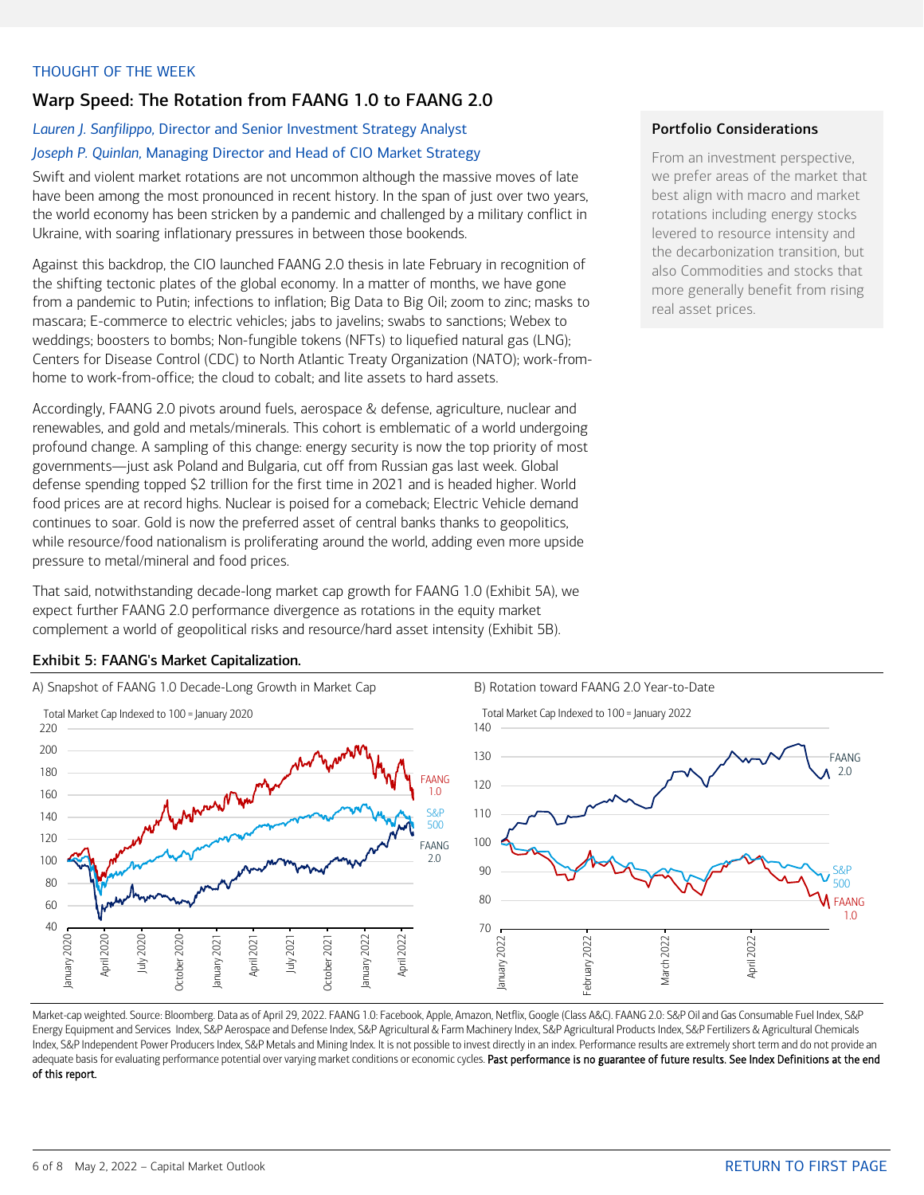THOUGHT OF THE WEEK

## Warp Speed: The Rotation from FAANG 1.0 to FAANG 2.0

*Lauren J. Sanfilippo*, Director and Senior Investment Strategy Analyst

*Joseph P. Quinlan*, Managing Director and Head of CIO Market Strategy

Swift and violent market rotations are not uncommon although the massive moves of late have been among the most pronounced in recent history. In the span of just over two years, the world economy has been stricken by a pandemic and challenged by a military conflict in Ukraine, with soaring inflationary pressures in between those bookends.

Against this backdrop, the CIO launched FAANG 2.0 thesis in late February in recognition of the shifting tectonic plates of the global economy. In a matter of months, we have gone from a pandemic to Putin; infections to inflation; Big Data to Big Oil; zoom to zinc; masks to mascara; E-commerce to electric vehicles; jabs to javelins; swabs to sanctions; Webex to weddings; boosters to bombs; Non-fungible tokens (NFTs) to liquefied natural gas (LNG); Centers for Disease Control (CDC) to North Atlantic Treaty Organization (NATO); work-from-home to work-from-office; the cloud to cobalt; and lite assets to hard assets.

Accordingly, FAANG 2.0 pivots around fuels, aerospace & defense, agriculture, nuclear and renewables, and gold and metals/minerals. This cohort is emblematic of a world undergoing profound change. A sampling of this change: energy security is now the top priority of most governments—just ask Poland and Bulgaria, cut off from Russian gas last week. Global defense spending topped $2 trillion for the first time in 2021 and is headed higher. World food prices are at record highs. Nuclear is poised for a comeback; Electric Vehicle demand continues to soar. Gold is now the preferred asset of central banks thanks to geopolitics, while resource/food nationalism is proliferating around the world, adding even more upside pressure to metal/mineral and food prices.

That said, notwithstanding decade-long market cap growth for FAANG 1.0 (Exhibit 5A), we expect further FAANG 2.0 performance divergence as rotations in the equity market complement a world of geopolitical risks and resource/hard asset intensity (Exhibit 5B).

### Portfolio Considerations

From an investment perspective, we prefer areas of the market that best align with macro and market rotations including energy stocks levered to resource intensity and the decarbonization transition, but also Commodities and stocks that more generally benefit from rising real asset prices.

**Exhibit 5: FAANG's Market Capitalization.**

A) Snapshot of FAANG 1.0 Decade-Long Growth in Market Cap

B) Rotation toward FAANG 2.0 Year-to-Date

Market-cap weighted. Source: Bloomberg. Data as of April 29, 2022. FAANG 1.0: Facebook, Apple, Amazon, Netflix, Google (Class A&C). FAANG 2.0: S&P Oil and Gas Consumable Fuel Index, S&P Energy Equipment and Services Index, S&P Aerospace and Defense Index, S&P Agricultural & Farm Machinery Index, S&P Agricultural Products Index, S&P Fertilizers & Agricultural Chemicals Index, S&P Independent Power Producers Index, S&P Metals and Mining Index. It is not possible to invest directly in an index. Performance results are extremely short term and do not provide an adequate basis for evaluating performance potential over varying market conditions or economic cycles. **Past performance is no guarantee of future results. See Index Definitions at the end of this report.**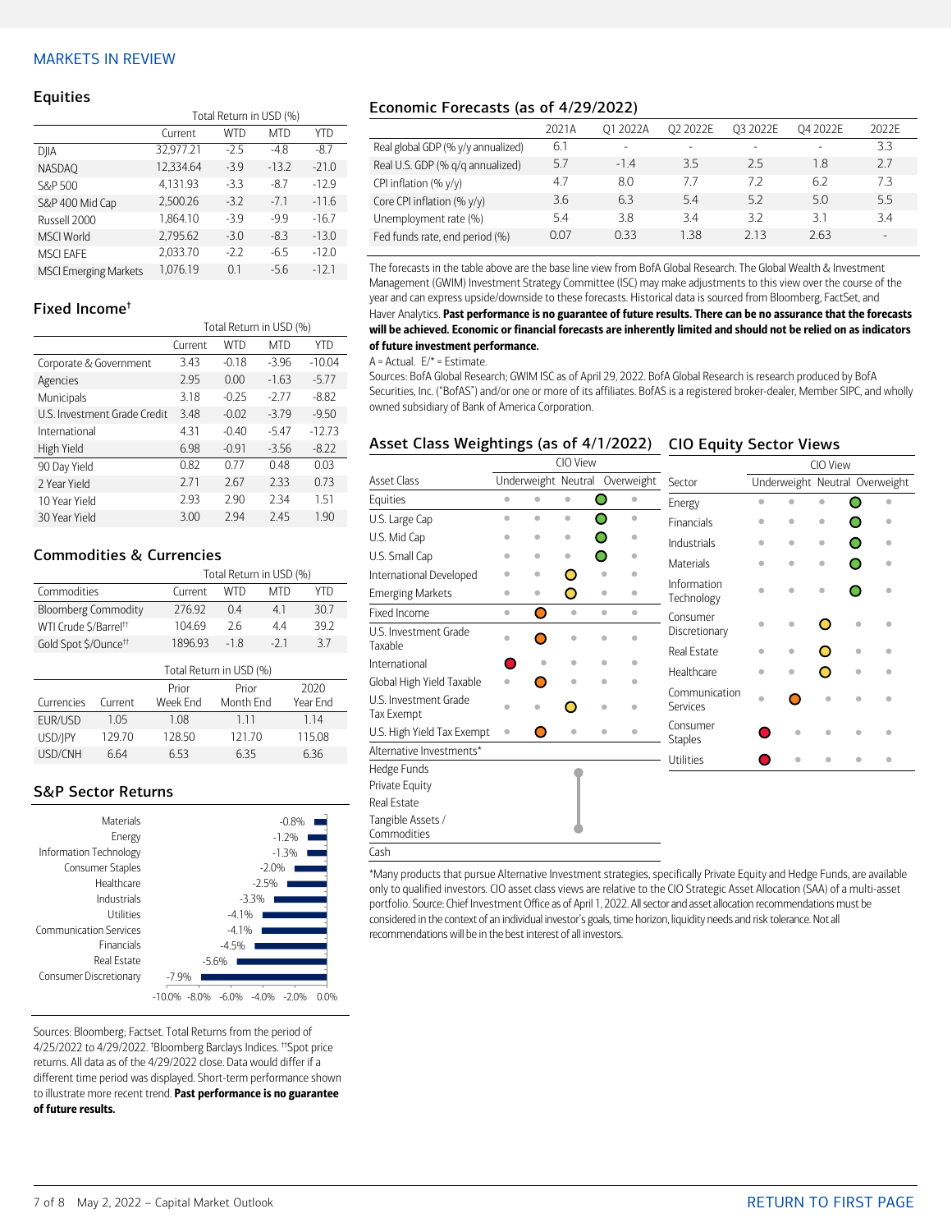## MARKETS IN REVIEW

### Equities

| | Total Return in USD (%) | | | |
|---|---|---|---|---|
| | Current | WTD | MTD | YTD |
| DJIA | 32,977.21 | -2.5 | -4.8 | -8.7 |
| NASDAQ | 12,334.64 | -3.9 | -13.2 | -21.0 |
| S&P 500 | 4,131.93 | -3.3 | -8.7 | -12.9 |
| S&P 400 Mid Cap | 2,500.26 | -3.2 | -7.1 | -11.6 |
| Russell 2000 | 1,864.10 | -3.9 | -9.9 | -16.7 |
| MSCI World | 2,795.62 | -3.0 | -8.3 | -13.0 |
| MSCI EAFE | 2,033.70 | -2.2 | -6.5 | -12.0 |
| MSCI Emerging Markets | 1,076.19 | 0.1 | -5.6 | -12.1 |

### Fixed Income†

| | Total Return in USD (%) | | | |
|---|---|---|---|---|
| | Current | WTD | MTD | YTD |
| Corporate & Government | 3.43 | -0.18 | -3.96 | -10.04 |
| Agencies | 2.95 | 0.00 | -1.63 | -5.77 |
| Municipals | 3.18 | -0.25 | -2.77 | -8.82 |
| U.S. Investment Grade Credit | 3.48 | -0.02 | -3.79 | -9.50 |
| International | 4.31 | -0.40 | -5.47 | -12.73 |
| High Yield | 6.98 | -0.91 | -3.56 | -8.22 |
| 90 Day Yield | 0.82 | 0.77 | 0.48 | 0.03 |
| 2 Year Yield | 2.71 | 2.67 | 2.33 | 0.73 |
| 10 Year Yield | 2.93 | 2.90 | 2.34 | 1.51 |
| 30 Year Yield | 3.00 | 2.94 | 2.45 | 1.90 |

### Commodities & Currencies

| | Total Return in USD (%) | | | |
|---|---|---|---|---|
| Commodities | Current | WTD | MTD | YTD |
| Bloomberg Commodity | 276.92 | 0.4 | 4.1 | 30.7 |
| WTI Crude $/Barrel†† | 104.69 | 2.6 | 4.4 | 39.2 |
| Gold Spot $/Ounce†† | 1896.93 | -1.8 | -2.1 | 3.7 |

| | Total Return in USD (%) | | | |
|---|---|---|---|---|
| Currencies | Current | Prior Week End | Prior Month End | 2020 Year End |
| EUR/USD | 1.05 | 1.08 | 1.11 | 1.14 |
| USD/JPY | 129.70 | 128.50 | 121.70 | 115.08 |
| USD/CNH | 6.64 | 6.53 | 6.35 | 6.36 |

### S&P Sector Returns

| Sector | Return |
|---|---|
| Materials | -0.8% |
| Energy | -1.2% |
| Information Technology | -1.3% |
| Consumer Staples | -2.0% |
| Healthcare | -2.5% |
| Industrials | -3.3% |
| Utilities | -4.1% |
| Communication Services | -4.1% |
| Financials | -4.5% |
| Real Estate | -5.6% |
| Consumer Discretionary | -7.9% |

Sources: Bloomberg; Factset. Total Returns from the period of 4/25/2022 to 4/29/2022. †Bloomberg Barclays Indices. ††Spot price returns. All data as of the 4/29/2022 close. Data would differ if a different time period was displayed. Short-term performance shown to illustrate more recent trend. **Past performance is no guarantee of future results.**

### Economic Forecasts (as of 4/29/2022)

| | 2021A | Q1 2022A | Q2 2022E | Q3 2022E | Q4 2022E | 2022E |
|---|---|---|---|---|---|---|
| Real global GDP (% y/y annualized) | 6.1 | - | - | - | - | 3.3 |
| Real U.S. GDP (% q/q annualized) | 5.7 | -1.4 | 3.5 | 2.5 | 1.8 | 2.7 |
| CPI inflation (% y/y) | 4.7 | 8.0 | 7.7 | 7.2 | 6.2 | 7.3 |
| Core CPI inflation (% y/y) | 3.6 | 6.3 | 5.4 | 5.2 | 5.0 | 5.5 |
| Unemployment rate (%) | 5.4 | 3.8 | 3.4 | 3.2 | 3.1 | 3.4 |
| Fed funds rate, end period (%) | 0.07 | 0.33 | 1.38 | 2.13 | 2.63 | - |

The forecasts in the table above are the base line view from BofA Global Research. The Global Wealth & Investment Management (GWIM) Investment Strategy Committee (ISC) may make adjustments to this view over the course of the year and can express upside/downside to these forecasts. Historical data is sourced from Bloomberg, FactSet, and Haver Analytics. **Past performance is no guarantee of future results. There can be no assurance that the forecasts will be achieved. Economic or financial forecasts are inherently limited and should not be relied on as indicators of future investment performance.**

A = Actual. E/* = Estimate.

Sources: BofA Global Research; GWIM ISC as of April 29, 2022. BofA Global Research is research produced by BofA Securities, Inc. ("BofAS") and/or one or more of its affiliates. BofAS is a registered broker-dealer, Member SIPC, and wholly owned subsidiary of Bank of America Corporation.

### Asset Class Weightings (as of 4/1/2022)

| Asset Class | CIO View |
|---|---|
| Equities | Slight Overweight |
| U.S. Large Cap | Slight Overweight |
| U.S. Mid Cap | Slight Overweight |
| U.S. Small Cap | Slight Overweight |
| International Developed | Neutral |
| Emerging Markets | Neutral |
| Fixed Income | Slight Underweight |
| U.S. Investment Grade Taxable | Slight Underweight |
| International | Underweight |
| Global High Yield Taxable | Slight Underweight |
| U.S. Investment Grade Tax Exempt | Neutral |
| U.S. High Yield Tax Exempt | Slight Underweight |
| Alternative Investments* | |
| Hedge Funds | Neutral |
| Private Equity | Neutral |
| Real Estate | Neutral |
| Tangible Assets / Commodities | Neutral |
| Cash | |

*Many products that pursue Alternative Investment strategies, specifically Private Equity and Hedge Funds, are available only to qualified investors. CIO asset class views are relative to the CIO Strategic Asset Allocation (SAA) of a multi-asset portfolio. Source: Chief Investment Office as of April 1, 2022. All sector and asset allocation recommendations must be considered in the context of an individual investor's goals, time horizon, liquidity needs and risk tolerance. Not all recommendations will be in the best interest of all investors.

### CIO Equity Sector Views

| Sector | CIO View |
|---|---|
| Energy | Slight Overweight |
| Financials | Slight Overweight |
| Industrials | Slight Overweight |
| Materials | Slight Overweight |
| Information Technology | Slight Overweight |
| Consumer Discretionary | Neutral |
| Real Estate | Neutral |
| Healthcare | Neutral |
| Communication Services | Slight Underweight |
| Consumer Staples | Underweight |
| Utilities | Underweight |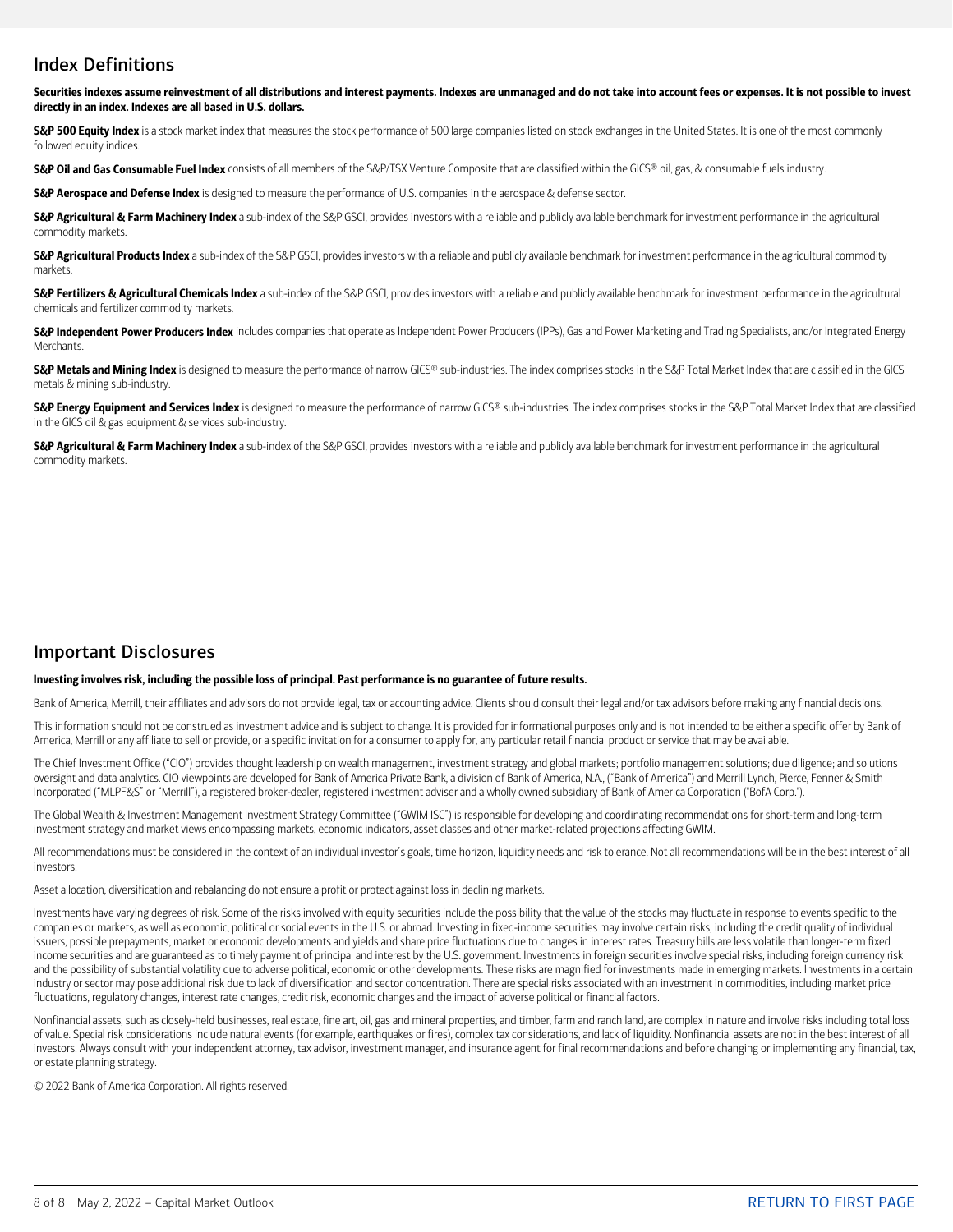## Index Definitions

**Securities indexes assume reinvestment of all distributions and interest payments. Indexes are unmanaged and do not take into account fees or expenses. It is not possible to invest directly in an index. Indexes are all based in U.S. dollars.**

**S&P 500 Equity Index** is a stock market index that measures the stock performance of 500 large companies listed on stock exchanges in the United States. It is one of the most commonly followed equity indices.

**S&P Oil and Gas Consumable Fuel Index** consists of all members of the S&P/TSX Venture Composite that are classified within the GICS® oil, gas, & consumable fuels industry.

**S&P Aerospace and Defense Index** is designed to measure the performance of U.S. companies in the aerospace & defense sector.

**S&P Agricultural & Farm Machinery Index** a sub-index of the S&P GSCI, provides investors with a reliable and publicly available benchmark for investment performance in the agricultural commodity markets.

**S&P Agricultural Products Index** a sub-index of the S&P GSCI, provides investors with a reliable and publicly available benchmark for investment performance in the agricultural commodity markets.

**S&P Fertilizers & Agricultural Chemicals Index** a sub-index of the S&P GSCI, provides investors with a reliable and publicly available benchmark for investment performance in the agricultural chemicals and fertilizer commodity markets.

**S&P Independent Power Producers Index** includes companies that operate as Independent Power Producers (IPPs), Gas and Power Marketing and Trading Specialists, and/or Integrated Energy Merchants.

**S&P Metals and Mining Index** is designed to measure the performance of narrow GICS® sub-industries. The index comprises stocks in the S&P Total Market Index that are classified in the GICS metals & mining sub-industry.

**S&P Energy Equipment and Services Index** is designed to measure the performance of narrow GICS® sub-industries. The index comprises stocks in the S&P Total Market Index that are classified in the GICS oil & gas equipment & services sub-industry.

**S&P Agricultural & Farm Machinery Index** a sub-index of the S&P GSCI, provides investors with a reliable and publicly available benchmark for investment performance in the agricultural commodity markets.

## Important Disclosures

**Investing involves risk, including the possible loss of principal. Past performance is no guarantee of future results.**

Bank of America, Merrill, their affiliates and advisors do not provide legal, tax or accounting advice. Clients should consult their legal and/or tax advisors before making any financial decisions.

This information should not be construed as investment advice and is subject to change. It is provided for informational purposes only and is not intended to be either a specific offer by Bank of America, Merrill or any affiliate to sell or provide, or a specific invitation for a consumer to apply for, any particular retail financial product or service that may be available.

The Chief Investment Office ("CIO") provides thought leadership on wealth management, investment strategy and global markets; portfolio management solutions; due diligence; and solutions oversight and data analytics. CIO viewpoints are developed for Bank of America Private Bank, a division of Bank of America, N.A., ("Bank of America") and Merrill Lynch, Pierce, Fenner & Smith Incorporated ("MLPF&S" or "Merrill"), a registered broker-dealer, registered investment adviser and a wholly owned subsidiary of Bank of America Corporation ("BofA Corp.").

The Global Wealth & Investment Management Investment Strategy Committee ("GWIM ISC") is responsible for developing and coordinating recommendations for short-term and long-term investment strategy and market views encompassing markets, economic indicators, asset classes and other market-related projections affecting GWIM.

All recommendations must be considered in the context of an individual investor's goals, time horizon, liquidity needs and risk tolerance. Not all recommendations will be in the best interest of all investors.

Asset allocation, diversification and rebalancing do not ensure a profit or protect against loss in declining markets.

Investments have varying degrees of risk. Some of the risks involved with equity securities include the possibility that the value of the stocks may fluctuate in response to events specific to the companies or markets, as well as economic, political or social events in the U.S. or abroad. Investing in fixed-income securities may involve certain risks, including the credit quality of individual issuers, possible prepayments, market or economic developments and yields and share price fluctuations due to changes in interest rates. Treasury bills are less volatile than longer-term fixed income securities and are guaranteed as to timely payment of principal and interest by the U.S. government. Investments in foreign securities involve special risks, including foreign currency risk and the possibility of substantial volatility due to adverse political, economic or other developments. These risks are magnified for investments made in emerging markets. Investments in a certain industry or sector may pose additional risk due to lack of diversification and sector concentration. There are special risks associated with an investment in commodities, including market price fluctuations, regulatory changes, interest rate changes, credit risk, economic changes and the impact of adverse political or financial factors.

Nonfinancial assets, such as closely-held businesses, real estate, fine art, oil, gas and mineral properties, and timber, farm and ranch land, are complex in nature and involve risks including total loss of value. Special risk considerations include natural events (for example, earthquakes or fires), complex tax considerations, and lack of liquidity. Nonfinancial assets are not in the best interest of all investors. Always consult with your independent attorney, tax advisor, investment manager, and insurance agent for final recommendations and before changing or implementing any financial, tax, or estate planning strategy.

© 2022 Bank of America Corporation. All rights reserved.